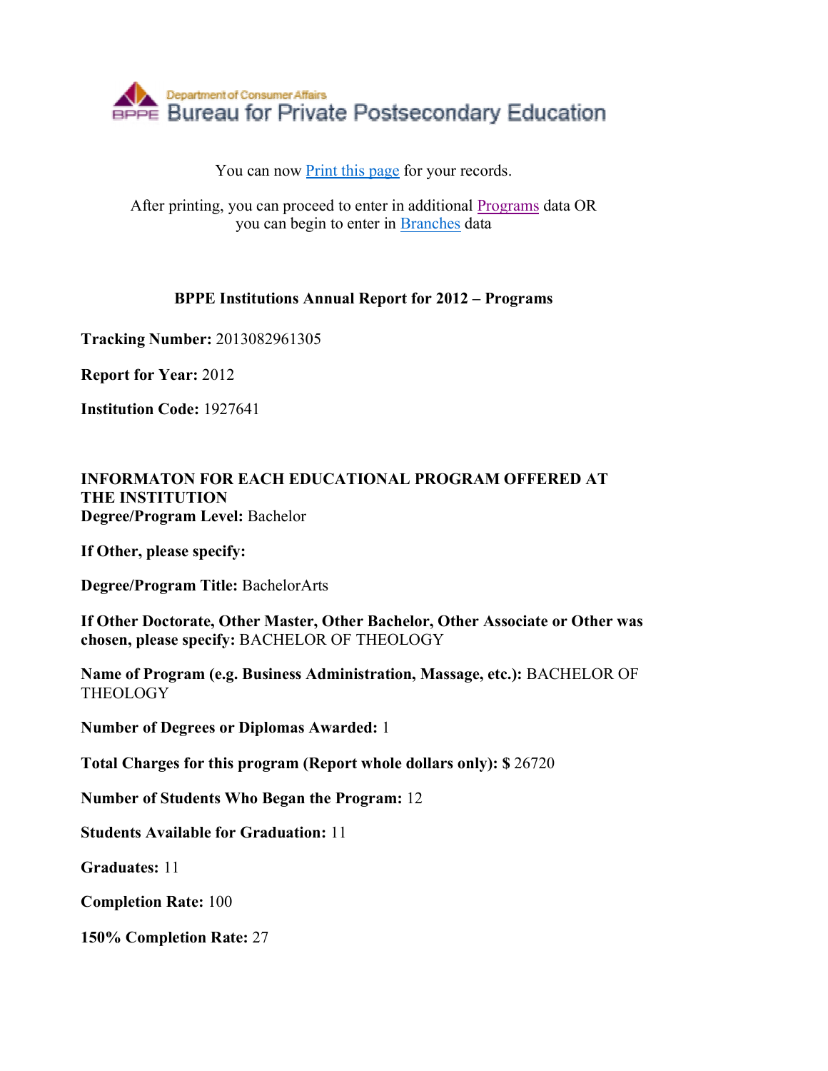Department of Consumer Affairs
BPPE Bureau for Private Postsecondary Education

You can now Print this page for your records.

After printing, you can proceed to enter in additional Programs data OR you can begin to enter in Branches data

**BPPE Institutions Annual Report for 2012 – Programs**

**Tracking Number:** 2013082961305

**Report for Year:** 2012

**Institution Code:** 1927641

**INFORMATON FOR EACH EDUCATIONAL PROGRAM OFFERED AT THE INSTITUTION**
**Degree/Program Level:** Bachelor

**If Other, please specify:**

**Degree/Program Title:** BachelorArts

**If Other Doctorate, Other Master, Other Bachelor, Other Associate or Other was chosen, please specify:** BACHELOR OF THEOLOGY

**Name of Program (e.g. Business Administration, Massage, etc.):** BACHELOR OF THEOLOGY

**Number of Degrees or Diplomas Awarded:** 1

**Total Charges for this program (Report whole dollars only): $** 26720

**Number of Students Who Began the Program:** 12

**Students Available for Graduation:** 11

**Graduates:** 11

**Completion Rate:** 100

**150% Completion Rate:** 27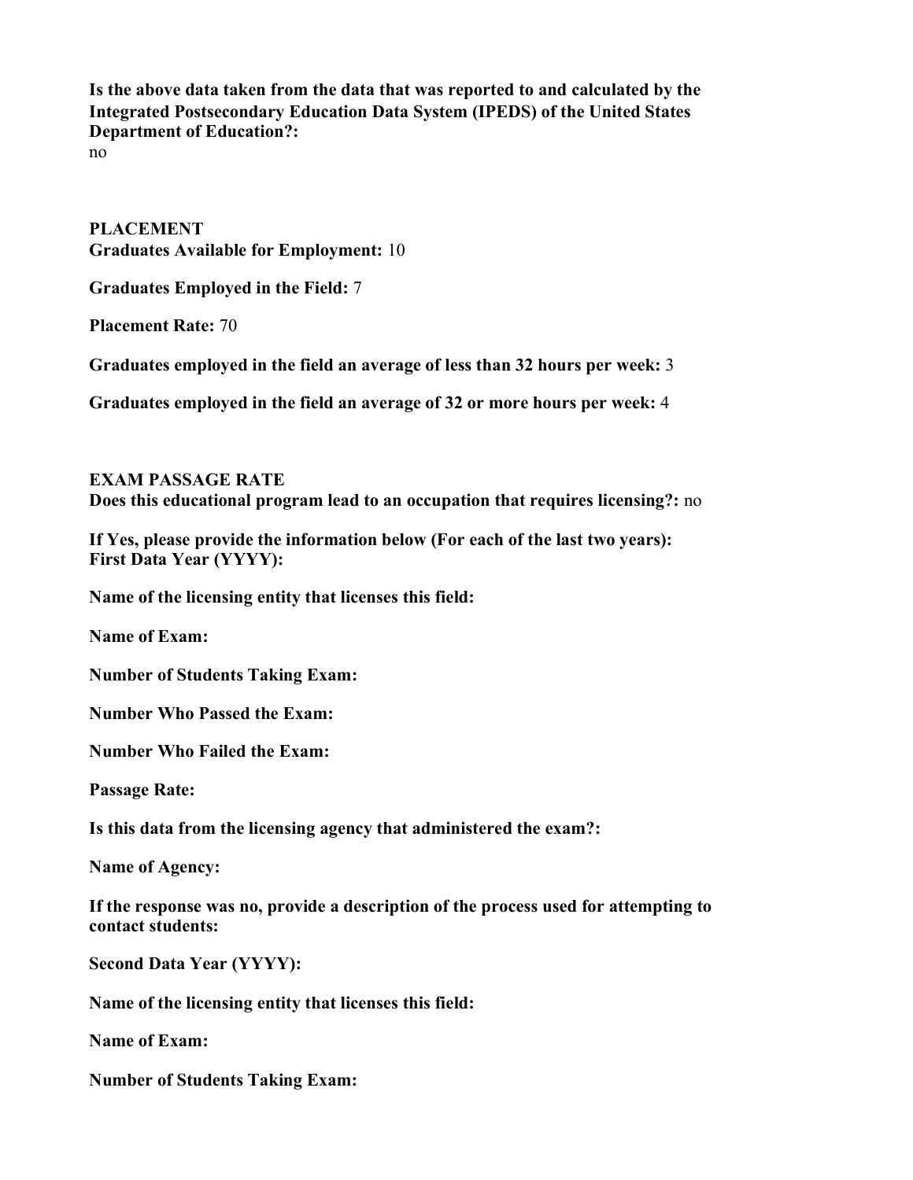**Is the above data taken from the data that was reported to and calculated by the Integrated Postsecondary Education Data System (IPEDS) of the United States Department of Education?:**
no

**PLACEMENT**
**Graduates Available for Employment:** 10

**Graduates Employed in the Field:** 7

**Placement Rate:** 70

**Graduates employed in the field an average of less than 32 hours per week:** 3

**Graduates employed in the field an average of 32 or more hours per week:** 4

**EXAM PASSAGE RATE**
**Does this educational program lead to an occupation that requires licensing?:** no

**If Yes, please provide the information below (For each of the last two years):**
**First Data Year (YYYY):**

**Name of the licensing entity that licenses this field:**

**Name of Exam:**

**Number of Students Taking Exam:**

**Number Who Passed the Exam:**

**Number Who Failed the Exam:**

**Passage Rate:**

**Is this data from the licensing agency that administered the exam?:**

**Name of Agency:**

**If the response was no, provide a description of the process used for attempting to contact students:**

**Second Data Year (YYYY):**

**Name of the licensing entity that licenses this field:**

**Name of Exam:**

**Number of Students Taking Exam:**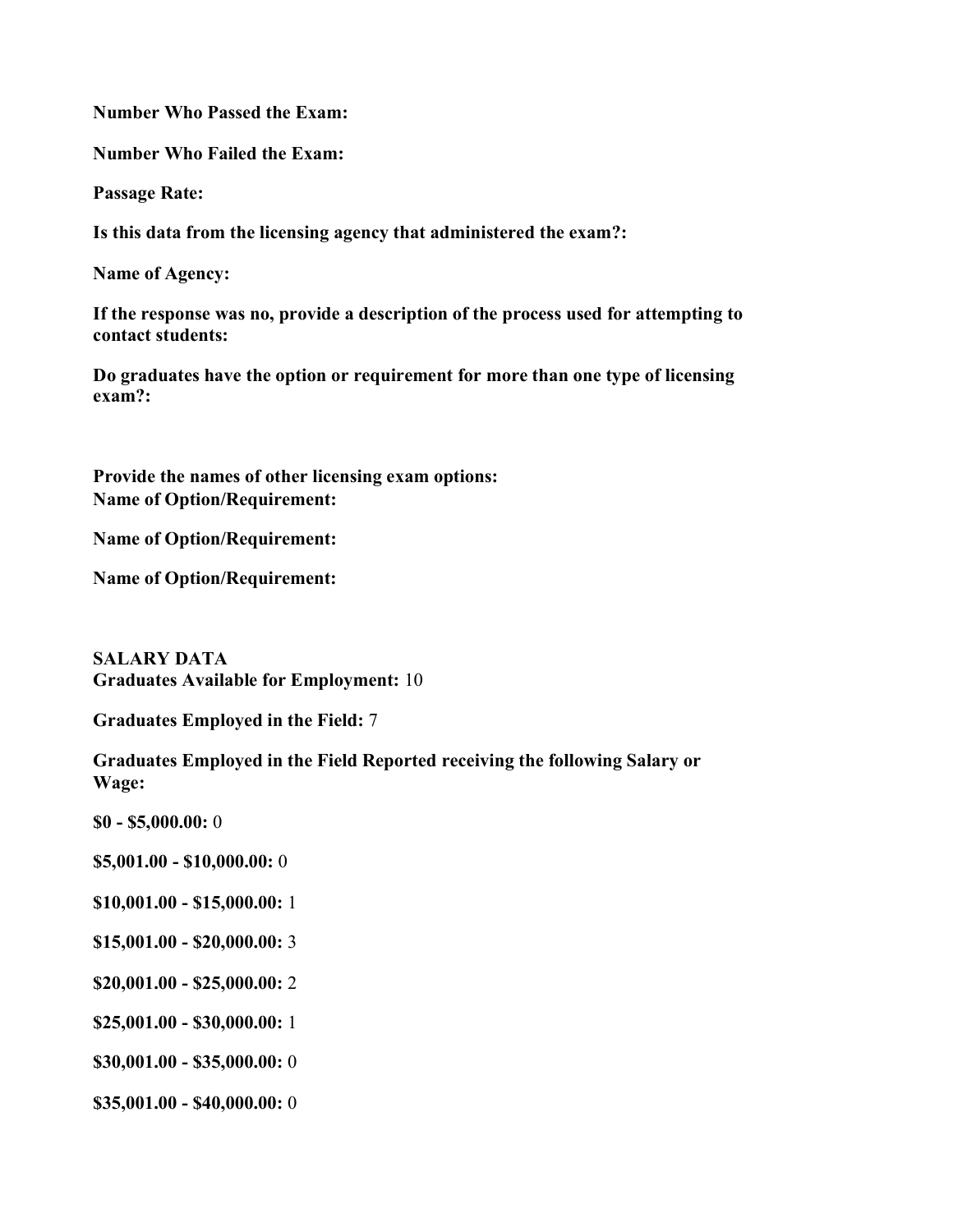**Number Who Passed the Exam:**

**Number Who Failed the Exam:**

**Passage Rate:**

**Is this data from the licensing agency that administered the exam?:**

**Name of Agency:**

**If the response was no, provide a description of the process used for attempting to contact students:**

**Do graduates have the option or requirement for more than one type of licensing exam?:**

**Provide the names of other licensing exam options:**
**Name of Option/Requirement:**

**Name of Option/Requirement:**

**Name of Option/Requirement:**

**SALARY DATA**
**Graduates Available for Employment:** 10

**Graduates Employed in the Field:** 7

**Graduates Employed in the Field Reported receiving the following Salary or Wage:**

**$0 - $5,000.00:** 0

**$5,001.00 - $10,000.00:** 0

**$10,001.00 - $15,000.00:** 1

**$15,001.00 - $20,000.00:** 3

**$20,001.00 - $25,000.00:** 2

**$25,001.00 - $30,000.00:** 1

**$30,001.00 - $35,000.00:** 0

**$35,001.00 - $40,000.00:** 0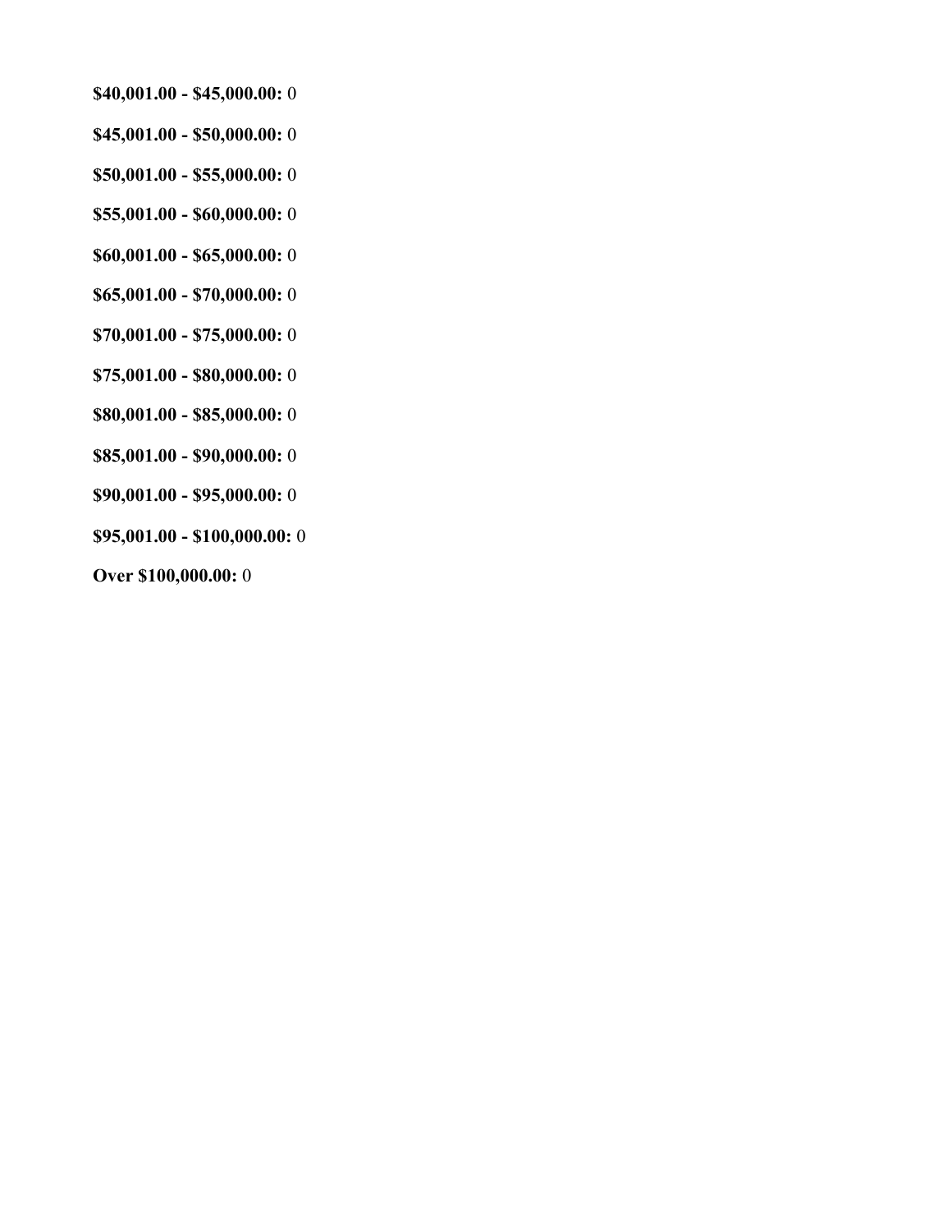**$40,001.00 - $45,000.00:** 0

**$45,001.00 - $50,000.00:** 0

**$50,001.00 - $55,000.00:** 0

**$55,001.00 - $60,000.00:** 0

**$60,001.00 - $65,000.00:** 0

**$65,001.00 - $70,000.00:** 0

**$70,001.00 - $75,000.00:** 0

**$75,001.00 - $80,000.00:** 0

**$80,001.00 - $85,000.00:** 0

**$85,001.00 - $90,000.00:** 0

**$90,001.00 - $95,000.00:** 0

**$95,001.00 - $100,000.00:** 0

**Over $100,000.00:** 0